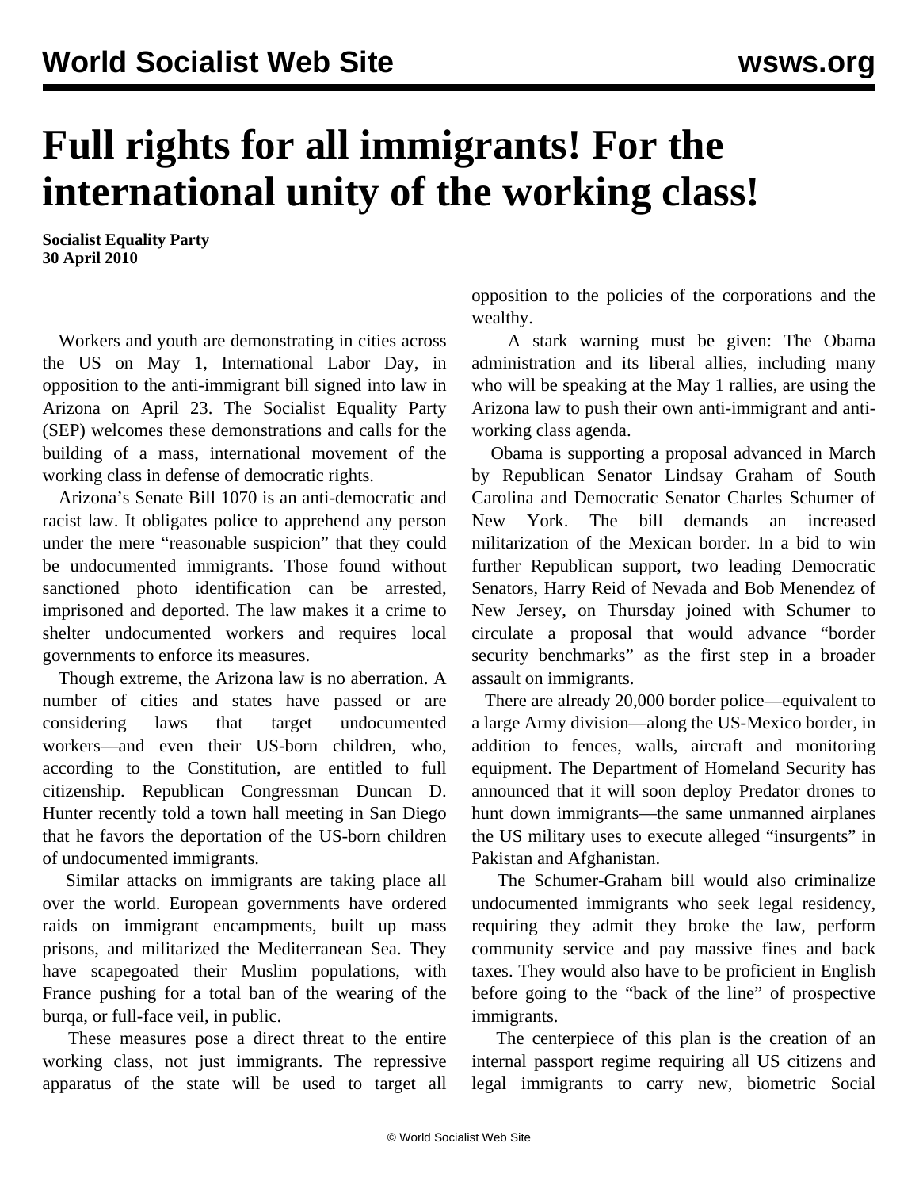# Full rights for all immigrants! For the international unity of the working class!

**Socialist Equality Party**
**30 April 2010**

Workers and youth are demonstrating in cities across the US on May 1, International Labor Day, in opposition to the anti-immigrant bill signed into law in Arizona on April 23. The Socialist Equality Party (SEP) welcomes these demonstrations and calls for the building of a mass, international movement of the working class in defense of democratic rights.

Arizona's Senate Bill 1070 is an anti-democratic and racist law. It obligates police to apprehend any person under the mere "reasonable suspicion" that they could be undocumented immigrants. Those found without sanctioned photo identification can be arrested, imprisoned and deported. The law makes it a crime to shelter undocumented workers and requires local governments to enforce its measures.

Though extreme, the Arizona law is no aberration. A number of cities and states have passed or are considering laws that target undocumented workers—and even their US-born children, who, according to the Constitution, are entitled to full citizenship. Republican Congressman Duncan D. Hunter recently told a town hall meeting in San Diego that he favors the deportation of the US-born children of undocumented immigrants.

Similar attacks on immigrants are taking place all over the world. European governments have ordered raids on immigrant encampments, built up mass prisons, and militarized the Mediterranean Sea. They have scapegoated their Muslim populations, with France pushing for a total ban of the wearing of the burqa, or full-face veil, in public.

These measures pose a direct threat to the entire working class, not just immigrants. The repressive apparatus of the state will be used to target all opposition to the policies of the corporations and the wealthy.

A stark warning must be given: The Obama administration and its liberal allies, including many who will be speaking at the May 1 rallies, are using the Arizona law to push their own anti-immigrant and anti-working class agenda.

Obama is supporting a proposal advanced in March by Republican Senator Lindsay Graham of South Carolina and Democratic Senator Charles Schumer of New York. The bill demands an increased militarization of the Mexican border. In a bid to win further Republican support, two leading Democratic Senators, Harry Reid of Nevada and Bob Menendez of New Jersey, on Thursday joined with Schumer to circulate a proposal that would advance "border security benchmarks" as the first step in a broader assault on immigrants.

There are already 20,000 border police—equivalent to a large Army division—along the US-Mexico border, in addition to fences, walls, aircraft and monitoring equipment. The Department of Homeland Security has announced that it will soon deploy Predator drones to hunt down immigrants—the same unmanned airplanes the US military uses to execute alleged "insurgents" in Pakistan and Afghanistan.

The Schumer-Graham bill would also criminalize undocumented immigrants who seek legal residency, requiring they admit they broke the law, perform community service and pay massive fines and back taxes. They would also have to be proficient in English before going to the "back of the line" of prospective immigrants.

The centerpiece of this plan is the creation of an internal passport regime requiring all US citizens and legal immigrants to carry new, biometric Social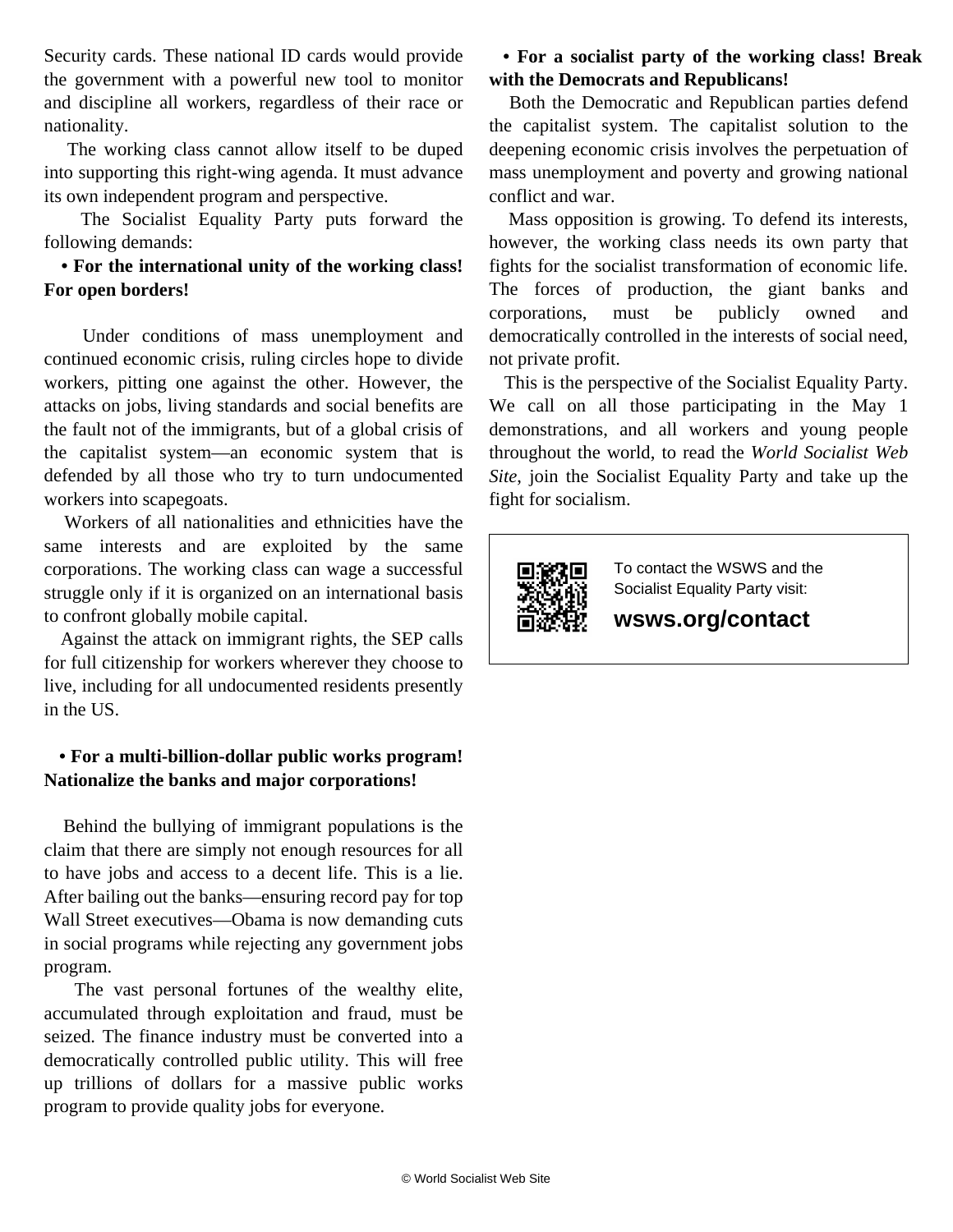Security cards. These national ID cards would provide the government with a powerful new tool to monitor and discipline all workers, regardless of their race or nationality.

The working class cannot allow itself to be duped into supporting this right-wing agenda. It must advance its own independent program and perspective.

The Socialist Equality Party puts forward the following demands:

**• For the international unity of the working class! For open borders!**

Under conditions of mass unemployment and continued economic crisis, ruling circles hope to divide workers, pitting one against the other. However, the attacks on jobs, living standards and social benefits are the fault not of the immigrants, but of a global crisis of the capitalist system—an economic system that is defended by all those who try to turn undocumented workers into scapegoats.

Workers of all nationalities and ethnicities have the same interests and are exploited by the same corporations. The working class can wage a successful struggle only if it is organized on an international basis to confront globally mobile capital.

Against the attack on immigrant rights, the SEP calls for full citizenship for workers wherever they choose to live, including for all undocumented residents presently in the US.

**• For a multi-billion-dollar public works program! Nationalize the banks and major corporations!**

Behind the bullying of immigrant populations is the claim that there are simply not enough resources for all to have jobs and access to a decent life. This is a lie. After bailing out the banks—ensuring record pay for top Wall Street executives—Obama is now demanding cuts in social programs while rejecting any government jobs program.

The vast personal fortunes of the wealthy elite, accumulated through exploitation and fraud, must be seized. The finance industry must be converted into a democratically controlled public utility. This will free up trillions of dollars for a massive public works program to provide quality jobs for everyone.

**• For a socialist party of the working class! Break with the Democrats and Republicans!**

Both the Democratic and Republican parties defend the capitalist system. The capitalist solution to the deepening economic crisis involves the perpetuation of mass unemployment and poverty and growing national conflict and war.

Mass opposition is growing. To defend its interests, however, the working class needs its own party that fights for the socialist transformation of economic life. The forces of production, the giant banks and corporations, must be publicly owned and democratically controlled in the interests of social need, not private profit.

This is the perspective of the Socialist Equality Party. We call on all those participating in the May 1 demonstrations, and all workers and young people throughout the world, to read the *World Socialist Web Site*, join the Socialist Equality Party and take up the fight for socialism.

To contact the WSWS and the Socialist Equality Party visit:

**wsws.org/contact**